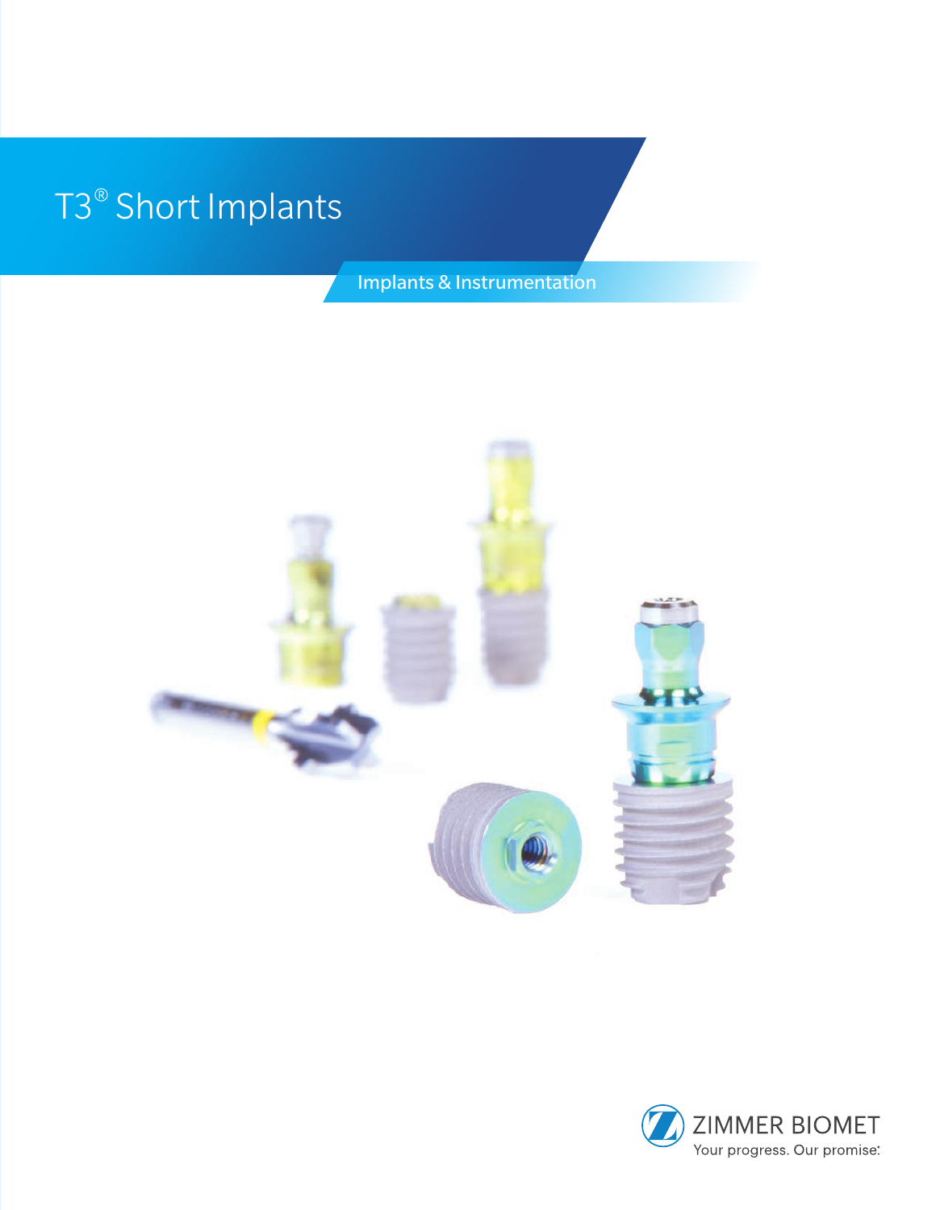# T3® Short Implants

## Implants & Instrumentation

ZIMMER BIOMET

Your progress. Our promise.®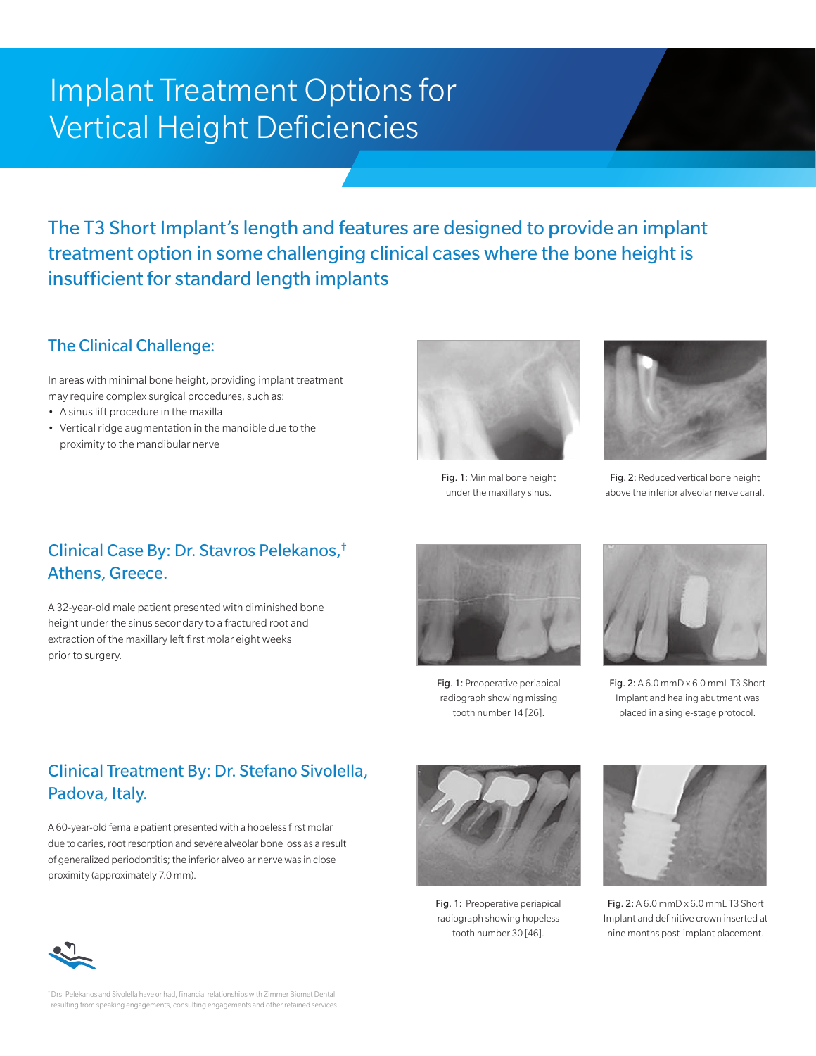# Implant Treatment Options for Vertical Height Deficiencies

## The T3 Short Implant's length and features are designed to provide an implant treatment option in some challenging clinical cases where the bone height is insufficient for standard length implants

### The Clinical Challenge:

In areas with minimal bone height, providing implant treatment may require complex surgical procedures, such as:

- A sinus lift procedure in the maxilla
- Vertical ridge augmentation in the mandible due to the proximity to the mandibular nerve

**Fig. 1:** Minimal bone height under the maxillary sinus.

**Fig. 2:** Reduced vertical bone height above the inferior alveolar nerve canal.

### Clinical Case By: Dr. Stavros Pelekanos,† Athens, Greece.

A 32-year-old male patient presented with diminished bone height under the sinus secondary to a fractured root and extraction of the maxillary left first molar eight weeks prior to surgery.

**Fig. 1:** Preoperative periapical radiograph showing missing tooth number 14 [26].

**Fig. 2:** A 6.0 mmD x 6.0 mmL T3 Short Implant and healing abutment was placed in a single-stage protocol.

### Clinical Treatment By: Dr. Stefano Sivolella, Padova, Italy.

A 60-year-old female patient presented with a hopeless first molar due to caries, root resorption and severe alveolar bone loss as a result of generalized periodontitis; the inferior alveolar nerve was in close proximity (approximately 7.0 mm).

**Fig. 1:** Preoperative periapical radiograph showing hopeless tooth number 30 [46].

**Fig. 2:** A 6.0 mmD x 6.0 mmL T3 Short Implant and definitive crown inserted at nine months post-implant placement.

† Drs. Pelekanos and Sivolella have or had, financial relationships with Zimmer Biomet Dental resulting from speaking engagements, consulting engagements and other retained services.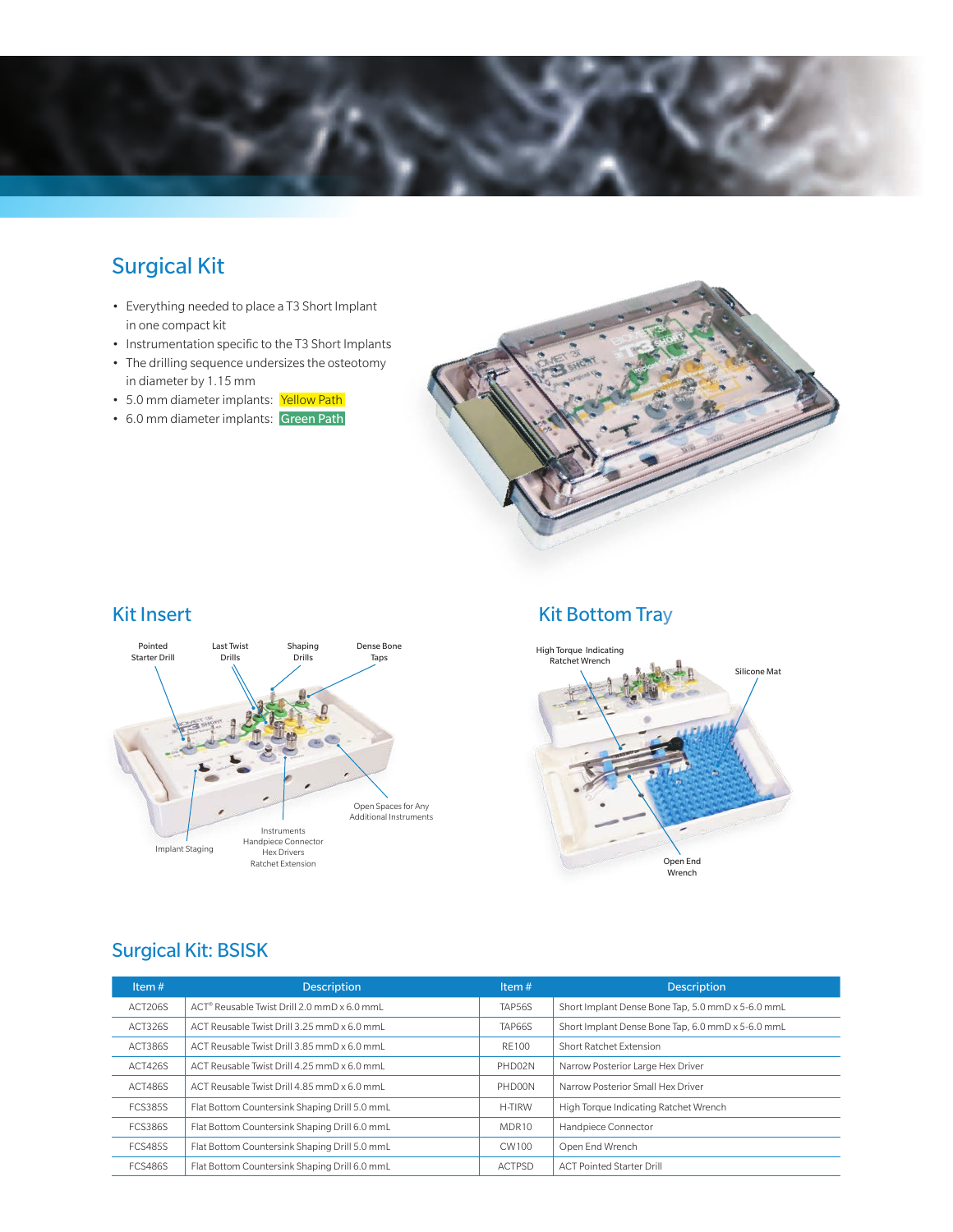## Surgical Kit

- Everything needed to place a T3 Short Implant in one compact kit
- Instrumentation specific to the T3 Short Implants
- The drilling sequence undersizes the osteotomy in diameter by 1.15 mm
- 5.0 mm diameter implants: Yellow Path
- 6.0 mm diameter implants: Green Path

## Kit Insert

Pointed Starter Drill

Last Twist Drills

Shaping Drills

Dense Bone Taps

Open Spaces for Any Additional Instruments

Implant Staging

Instruments
Handpiece Connector
Hex Drivers
Ratchet Extension

## Kit Bottom Tray

High Torque Indicating Ratchet Wrench

Silicone Mat

Open End Wrench

## Surgical Kit: BSISK

| Item # | Description | Item # | Description |
|---|---|---|---|
| ACT206S | ACT® Reusable Twist Drill 2.0 mmD x 6.0 mmL | TAP56S | Short Implant Dense Bone Tap, 5.0 mmD x 5-6.0 mmL |
| ACT326S | ACT Reusable Twist Drill 3.25 mmD x 6.0 mmL | TAP66S | Short Implant Dense Bone Tap, 6.0 mmD x 5-6.0 mmL |
| ACT386S | ACT Reusable Twist Drill 3.85 mmD x 6.0 mmL | RE100 | Short Ratchet Extension |
| ACT426S | ACT Reusable Twist Drill 4.25 mmD x 6.0 mmL | PHD02N | Narrow Posterior Large Hex Driver |
| ACT486S | ACT Reusable Twist Drill 4.85 mmD x 6.0 mmL | PHD00N | Narrow Posterior Small Hex Driver |
| FCS385S | Flat Bottom Countersink Shaping Drill 5.0 mmL | H-TIRW | High Torque Indicating Ratchet Wrench |
| FCS386S | Flat Bottom Countersink Shaping Drill 6.0 mmL | MDR10 | Handpiece Connector |
| FCS485S | Flat Bottom Countersink Shaping Drill 5.0 mmL | CW100 | Open End Wrench |
| FCS486S | Flat Bottom Countersink Shaping Drill 6.0 mmL | ACTPSD | ACT Pointed Starter Drill |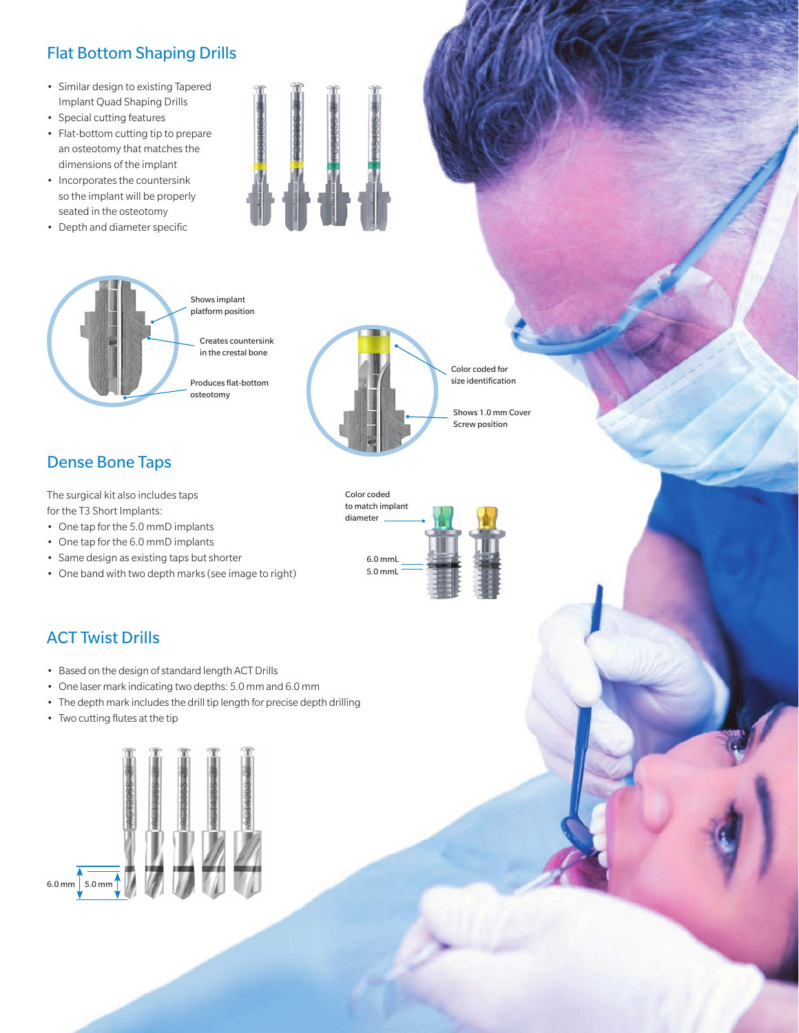## Flat Bottom Shaping Drills

- Similar design to existing Tapered Implant Quad Shaping Drills
- Special cutting features
- Flat-bottom cutting tip to prepare an osteotomy that matches the dimensions of the implant
- Incorporates the countersink so the implant will be properly seated in the osteotomy
- Depth and diameter specific

Shows implant platform position

Creates countersink in the crestal bone

Produces flat-bottom osteotomy

Color coded for size identification

Shows 1.0 mm Cover Screw position

## Dense Bone Taps

The surgical kit also includes taps for the T3 Short Implants:

- One tap for the 5.0 mmD implants
- One tap for the 6.0 mmD implants
- Same design as existing taps but shorter
- One band with two depth marks (see image to right)

Color coded to match implant diameter

6.0 mmL

5.0 mmL

## ACT Twist Drills

- Based on the design of standard length ACT Drills
- One laser mark indicating two depths: 5.0 mm and 6.0 mm
- The depth mark includes the drill tip length for precise depth drilling
- Two cutting flutes at the tip

6.0 mm

5.0 mm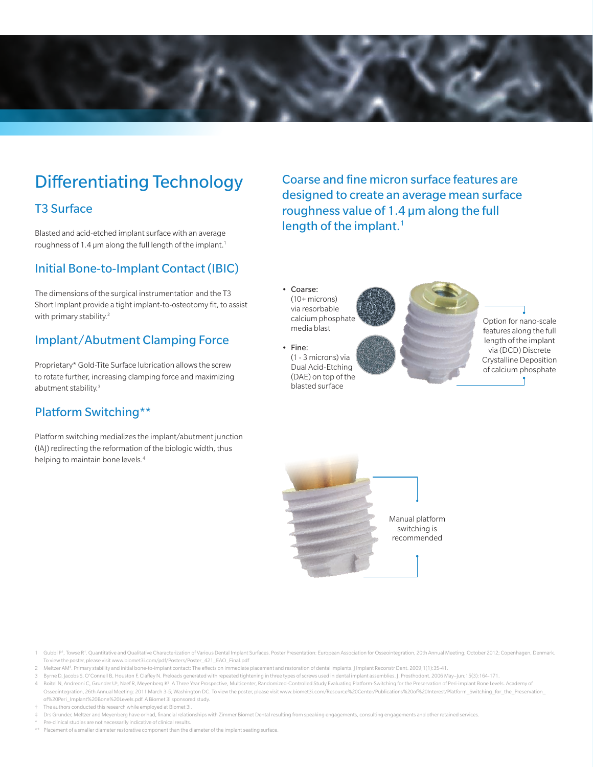# Differentiating Technology

## T3 Surface

Blasted and acid-etched implant surface with an average roughness of 1.4 µm along the full length of the implant.[1]

## Initial Bone-to-Implant Contact (IBIC)

The dimensions of the surgical instrumentation and the T3 Short Implant provide a tight implant-to-osteotomy fit, to assist with primary stability.[2]

## Implant/Abutment Clamping Force

Proprietary* Gold-Tite Surface lubrication allows the screw to rotate further, increasing clamping force and maximizing abutment stability.[3]

## Platform Switching**

Platform switching medializes the implant/abutment junction (IAJ) redirecting the reformation of the biologic width, thus helping to maintain bone levels.[4]

## Coarse and fine micron surface features are designed to create an average mean surface roughness value of 1.4 µm along the full length of the implant.[1]

- Coarse: (10+ microns) via resorbable calcium phosphate media blast
- Fine: (1 - 3 microns) via Dual Acid-Etching (DAE) on top of the blasted surface

Option for nano-scale features along the full length of the implant via (DCD) Discrete Crystalline Deposition of calcium phosphate

Manual platform switching is recommended

1 Gubbi P[†], Towse R[†]. Quantitative and Qualitative Characterization of Various Dental Implant Surfaces. Poster Presentation: European Association for Osseointegration, 20th Annual Meeting; October 2012; Copenhagen, Denmark. To view the poster, please visit www.biomet3i.com/pdf/Posters/Poster_421_EAO_Final.pdf

2 Meltzer AM[‡]. Primary stability and initial bone-to-implant contact: The effects on immediate placement and restoration of dental implants. J Implant Reconstr Dent. 2009;1(1):35-41.

3 Byrne D, Jacobs S, O'Connell B, Houston F, Claffey N. Preloads generated with repeated tightening in three types of screws used in dental implant assemblies. J. Prosthodont. 2006 May–Jun;15(3):164-171.

4 Boitel N, Andreoni C, Grunder U[‡], Naef R, Meyenberg K[‡]. A Three Year Prospective, Multicenter, Randomized-Controlled Study Evaluating Platform-Switching for the Preservation of Peri-implant Bone Levels. Academy of Osseointegration, 26th Annual Meeting: 2011 March 3-5; Washington DC. To view the poster, please visit www.biomet3i.com/Resource%20Center/Publications%20of%20Interest/Platform_Switching_for_the_Preservation_of%20Peri_Implant%20Bone%20Levels.pdf. A Biomet 3i sponsored study.

† The authors conducted this research while employed at Biomet 3i.

‡ Drs Grunder, Meltzer and Meyenberg have or had, financial relationships with Zimmer Biomet Dental resulting from speaking engagements, consulting engagements and other retained services.

\* Pre-clinical studies are not necessarily indicative of clinical results.

** Placement of a smaller diameter restorative component than the diameter of the implant seating surface.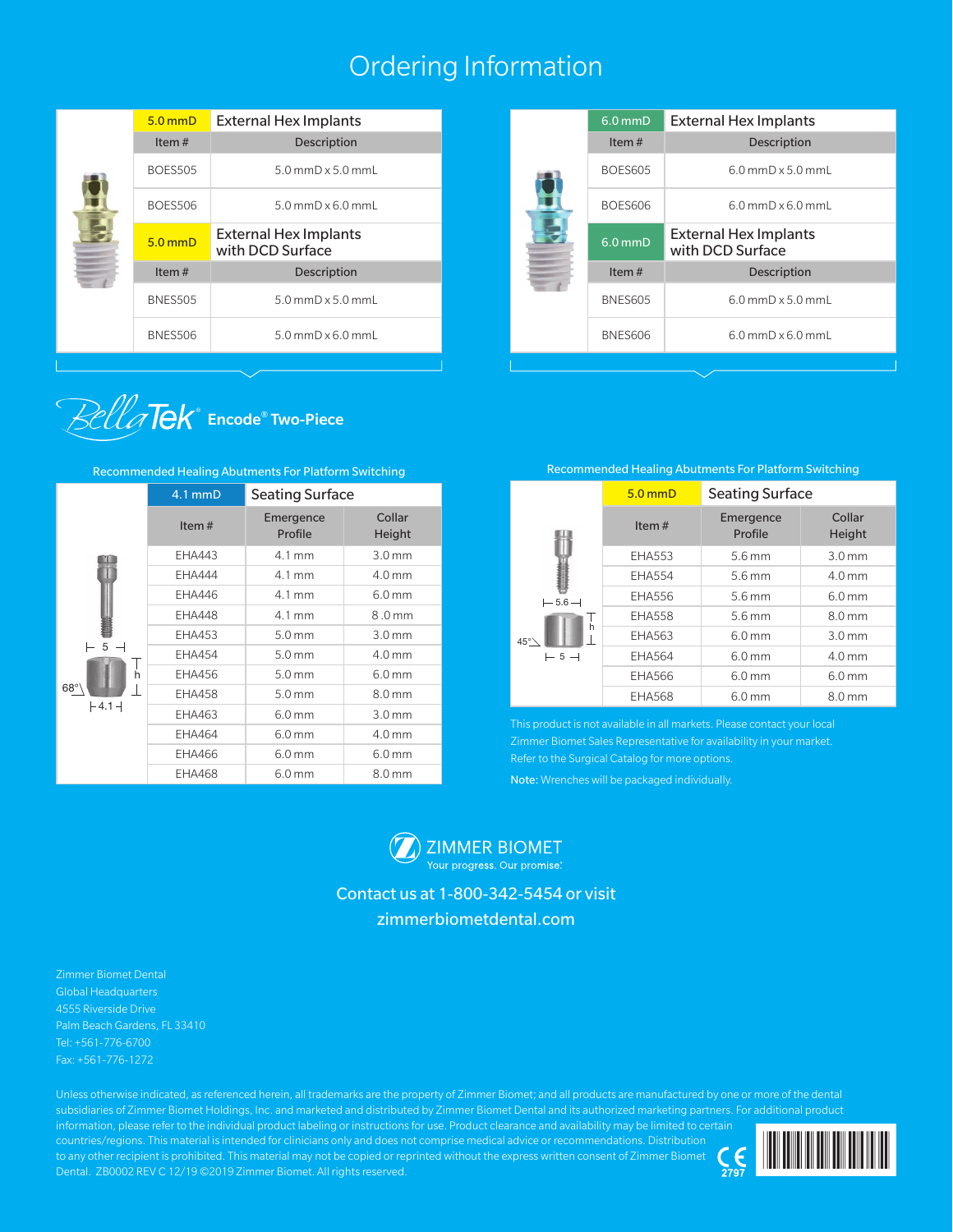# Ordering Information

| 5.0 mmD | External Hex Implants |
|---|---|
| Item # | Description |
| BOES505 | 5.0 mmD x 5.0 mmL |
| BOES506 | 5.0 mmD x 6.0 mmL |

| 5.0 mmD | External Hex Implants with DCD Surface |
|---|---|
| Item # | Description |
| BNES505 | 5.0 mmD x 5.0 mmL |
| BNES506 | 5.0 mmD x 6.0 mmL |

| 6.0 mmD | External Hex Implants |
|---|---|
| Item # | Description |
| BOES605 | 6.0 mmD x 5.0 mmL |
| BOES606 | 6.0 mmD x 6.0 mmL |

| 6.0 mmD | External Hex Implants with DCD Surface |
|---|---|
| Item # | Description |
| BNES605 | 6.0 mmD x 5.0 mmL |
| BNES606 | 6.0 mmD x 6.0 mmL |

## BellaTek® Encode® Two-Piece

Recommended Healing Abutments For Platform Switching

5
h
68°
4.1

| 4.1 mmD | Seating Surface | |
|---|---|---|
| Item # | Emergence Profile | Collar Height |
| EHA443 | 4.1 mm | 3.0 mm |
| EHA444 | 4.1 mm | 4.0 mm |
| EHA446 | 4.1 mm | 6.0 mm |
| EHA448 | 4.1 mm | 8.0 mm |
| EHA453 | 5.0 mm | 3.0 mm |
| EHA454 | 5.0 mm | 4.0 mm |
| EHA456 | 5.0 mm | 6.0 mm |
| EHA458 | 5.0 mm | 8.0 mm |
| EHA463 | 6.0 mm | 3.0 mm |
| EHA464 | 6.0 mm | 4.0 mm |
| EHA466 | 6.0 mm | 6.0 mm |
| EHA468 | 6.0 mm | 8.0 mm |

Recommended Healing Abutments For Platform Switching

5.6
h
45°
5

| 5.0 mmD | Seating Surface | |
|---|---|---|
| Item # | Emergence Profile | Collar Height |
| EHA553 | 5.6 mm | 3.0 mm |
| EHA554 | 5.6 mm | 4.0 mm |
| EHA556 | 5.6 mm | 6.0 mm |
| EHA558 | 5.6 mm | 8.0 mm |
| EHA563 | 6.0 mm | 3.0 mm |
| EHA564 | 6.0 mm | 4.0 mm |
| EHA566 | 6.0 mm | 6.0 mm |
| EHA568 | 6.0 mm | 8.0 mm |

This product is not available in all markets. Please contact your local Zimmer Biomet Sales Representative for availability in your market. Refer to the Surgical Catalog for more options.

Note: Wrenches will be packaged individually.

ZIMMER BIOMET
Your progress. Our promise.

Contact us at 1-800-342-5454 or visit zimmerbiometdental.com

Zimmer Biomet Dental
Global Headquarters
4555 Riverside Drive
Palm Beach Gardens, FL 33410
Tel: +561-776-6700
Fax: +561-776-1272

Unless otherwise indicated, as referenced herein, all trademarks are the property of Zimmer Biomet; and all products are manufactured by one or more of the dental subsidiaries of Zimmer Biomet Holdings, Inc. and marketed and distributed by Zimmer Biomet Dental and its authorized marketing partners. For additional product information, please refer to the individual product labeling or instructions for use. Product clearance and availability may be limited to certain countries/regions. This material is intended for clinicians only and does not comprise medical advice or recommendations. Distribution to any other recipient is prohibited. This material may not be copied or reprinted without the express written consent of Zimmer Biomet Dental. ZB0002 REV C 12/19 ©2019 Zimmer Biomet. All rights reserved.

CE 2797